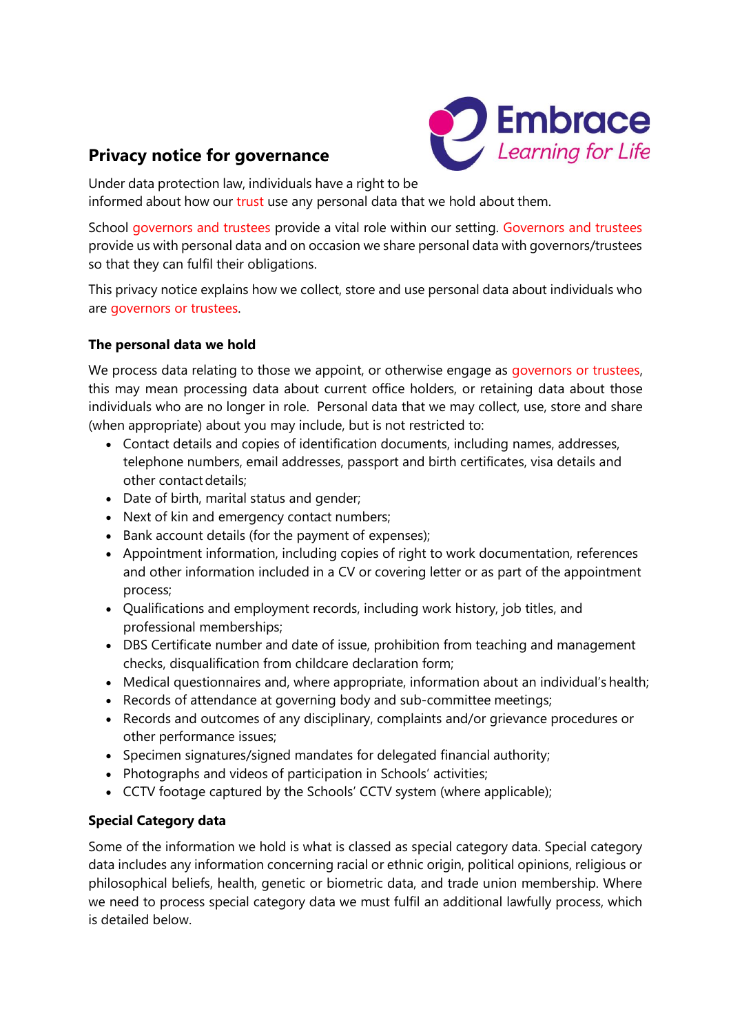## Privacy notice for governance

Under data protection law, individuals have a right to be informed about how our trust use any personal data that we hold about them.

School governors and trustees provide a vital role within our setting. Governors and trustees provide us with personal data and on occasion we share personal data with governors/trustees so that they can fulfil their obligations.

This privacy notice explains how we collect, store and use personal data about individuals who are governors or trustees.

### The personal data we hold

We process data relating to those we appoint, or otherwise engage as governors or trustees, this may mean processing data about current office holders, or retaining data about those individuals who are no longer in role. Personal data that we may collect, use, store and share (when appropriate) about you may include, but is not restricted to:

- Contact details and copies of identification documents, including names, addresses, telephone numbers, email addresses, passport and birth certificates, visa details and other contact details;
- Date of birth, marital status and gender;
- Next of kin and emergency contact numbers;
- Bank account details (for the payment of expenses);
- Appointment information, including copies of right to work documentation, references and other information included in a CV or covering letter or as part of the appointment process;
- Qualifications and employment records, including work history, job titles, and professional memberships;
- DBS Certificate number and date of issue, prohibition from teaching and management checks, disqualification from childcare declaration form;
- Medical questionnaires and, where appropriate, information about an individual's health;
- Records of attendance at governing body and sub-committee meetings;
- Records and outcomes of any disciplinary, complaints and/or grievance procedures or other performance issues;
- Specimen signatures/signed mandates for delegated financial authority;
- Photographs and videos of participation in Schools' activities;
- CCTV footage captured by the Schools' CCTV system (where applicable);

### Special Category data

Some of the information we hold is what is classed as special category data. Special category data includes any information concerning racial or ethnic origin, political opinions, religious or philosophical beliefs, health, genetic or biometric data, and trade union membership. Where we need to process special category data we must fulfil an additional lawfully process, which is detailed below.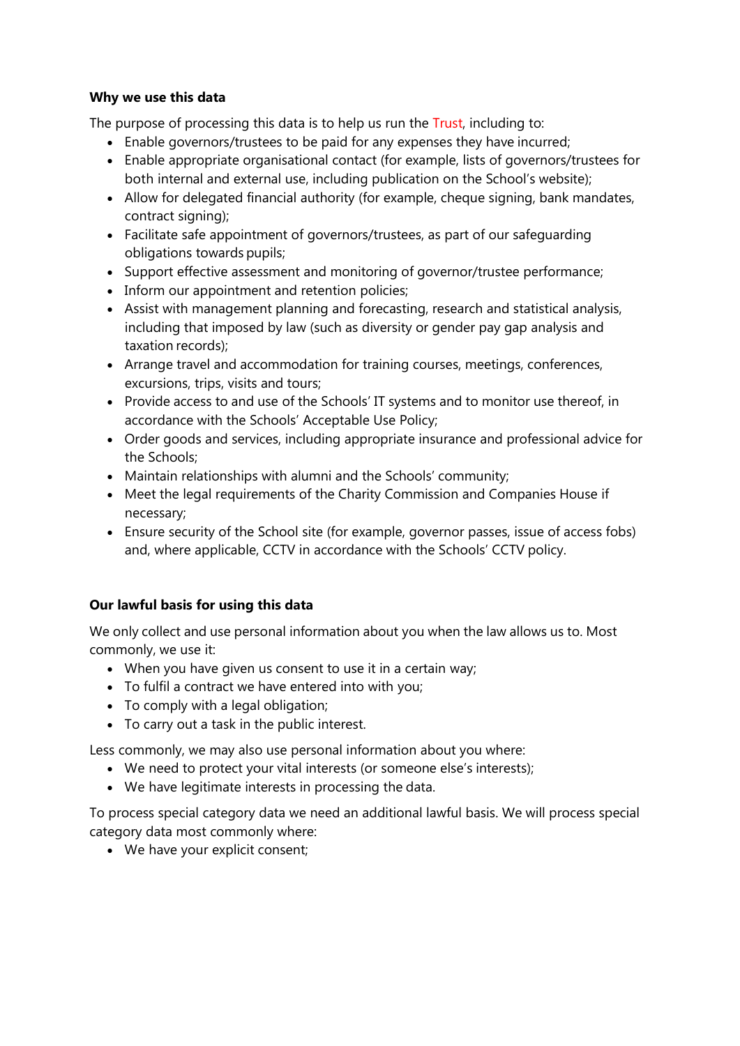**Why we use this data**

The purpose of processing this data is to help us run the Trust, including to:

- Enable governors/trustees to be paid for any expenses they have incurred;
- Enable appropriate organisational contact (for example, lists of governors/trustees for both internal and external use, including publication on the School's website);
- Allow for delegated financial authority (for example, cheque signing, bank mandates, contract signing);
- Facilitate safe appointment of governors/trustees, as part of our safeguarding obligations towards pupils;
- Support effective assessment and monitoring of governor/trustee performance;
- Inform our appointment and retention policies;
- Assist with management planning and forecasting, research and statistical analysis, including that imposed by law (such as diversity or gender pay gap analysis and taxation records);
- Arrange travel and accommodation for training courses, meetings, conferences, excursions, trips, visits and tours;
- Provide access to and use of the Schools' IT systems and to monitor use thereof, in accordance with the Schools' Acceptable Use Policy;
- Order goods and services, including appropriate insurance and professional advice for the Schools;
- Maintain relationships with alumni and the Schools' community;
- Meet the legal requirements of the Charity Commission and Companies House if necessary;
- Ensure security of the School site (for example, governor passes, issue of access fobs) and, where applicable, CCTV in accordance with the Schools' CCTV policy.

**Our lawful basis for using this data**

We only collect and use personal information about you when the law allows us to. Most commonly, we use it:

- When you have given us consent to use it in a certain way;
- To fulfil a contract we have entered into with you;
- To comply with a legal obligation;
- To carry out a task in the public interest.

Less commonly, we may also use personal information about you where:

- We need to protect your vital interests (or someone else's interests);
- We have legitimate interests in processing the data.

To process special category data we need an additional lawful basis. We will process special category data most commonly where:

- We have your explicit consent;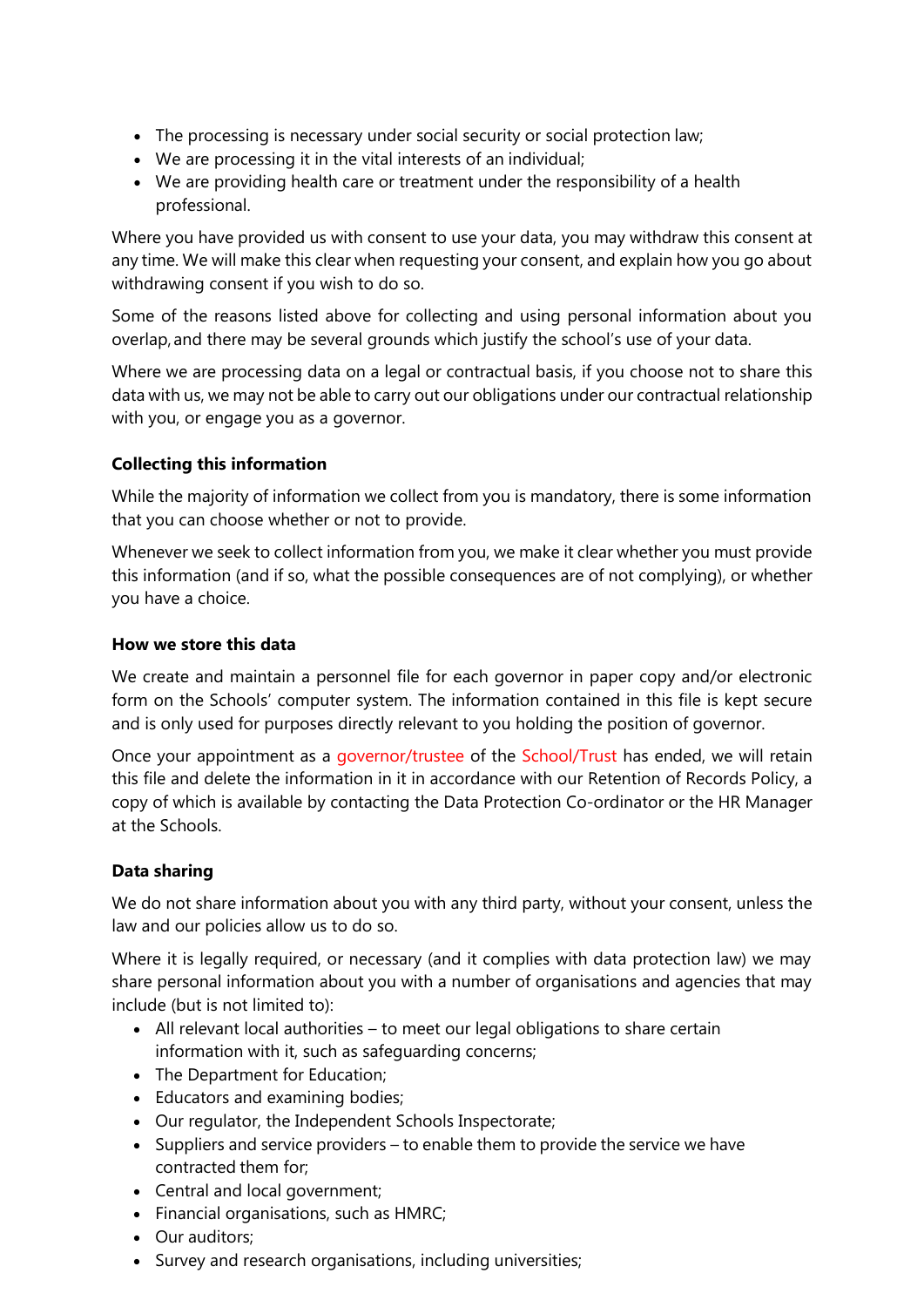- The processing is necessary under social security or social protection law;
- We are processing it in the vital interests of an individual;
- We are providing health care or treatment under the responsibility of a health professional.

Where you have provided us with consent to use your data, you may withdraw this consent at any time. We will make this clear when requesting your consent, and explain how you go about withdrawing consent if you wish to do so.

Some of the reasons listed above for collecting and using personal information about you overlap, and there may be several grounds which justify the school's use of your data.

Where we are processing data on a legal or contractual basis, if you choose not to share this data with us, we may not be able to carry out our obligations under our contractual relationship with you, or engage you as a governor.

**Collecting this information**

While the majority of information we collect from you is mandatory, there is some information that you can choose whether or not to provide.

Whenever we seek to collect information from you, we make it clear whether you must provide this information (and if so, what the possible consequences are of not complying), or whether you have a choice.

**How we store this data**

We create and maintain a personnel file for each governor in paper copy and/or electronic form on the Schools' computer system. The information contained in this file is kept secure and is only used for purposes directly relevant to you holding the position of governor.

Once your appointment as a governor/trustee of the School/Trust has ended, we will retain this file and delete the information in it in accordance with our Retention of Records Policy, a copy of which is available by contacting the Data Protection Co-ordinator or the HR Manager at the Schools.

**Data sharing**

We do not share information about you with any third party, without your consent, unless the law and our policies allow us to do so.

Where it is legally required, or necessary (and it complies with data protection law) we may share personal information about you with a number of organisations and agencies that may include (but is not limited to):

- All relevant local authorities – to meet our legal obligations to share certain information with it, such as safeguarding concerns;
- The Department for Education;
- Educators and examining bodies;
- Our regulator, the Independent Schools Inspectorate;
- Suppliers and service providers – to enable them to provide the service we have contracted them for;
- Central and local government;
- Financial organisations, such as HMRC;
- Our auditors;
- Survey and research organisations, including universities;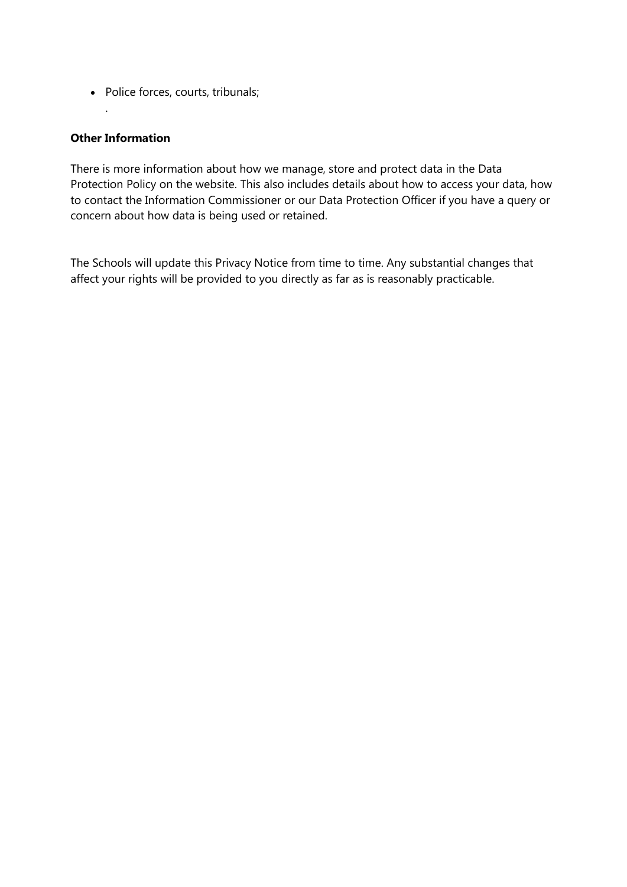- Police forces, courts, tribunals;

.

**Other Information**

There is more information about how we manage, store and protect data in the Data Protection Policy on the website. This also includes details about how to access your data, how to contact the Information Commissioner or our Data Protection Officer if you have a query or concern about how data is being used or retained.

The Schools will update this Privacy Notice from time to time. Any substantial changes that affect your rights will be provided to you directly as far as is reasonably practicable.